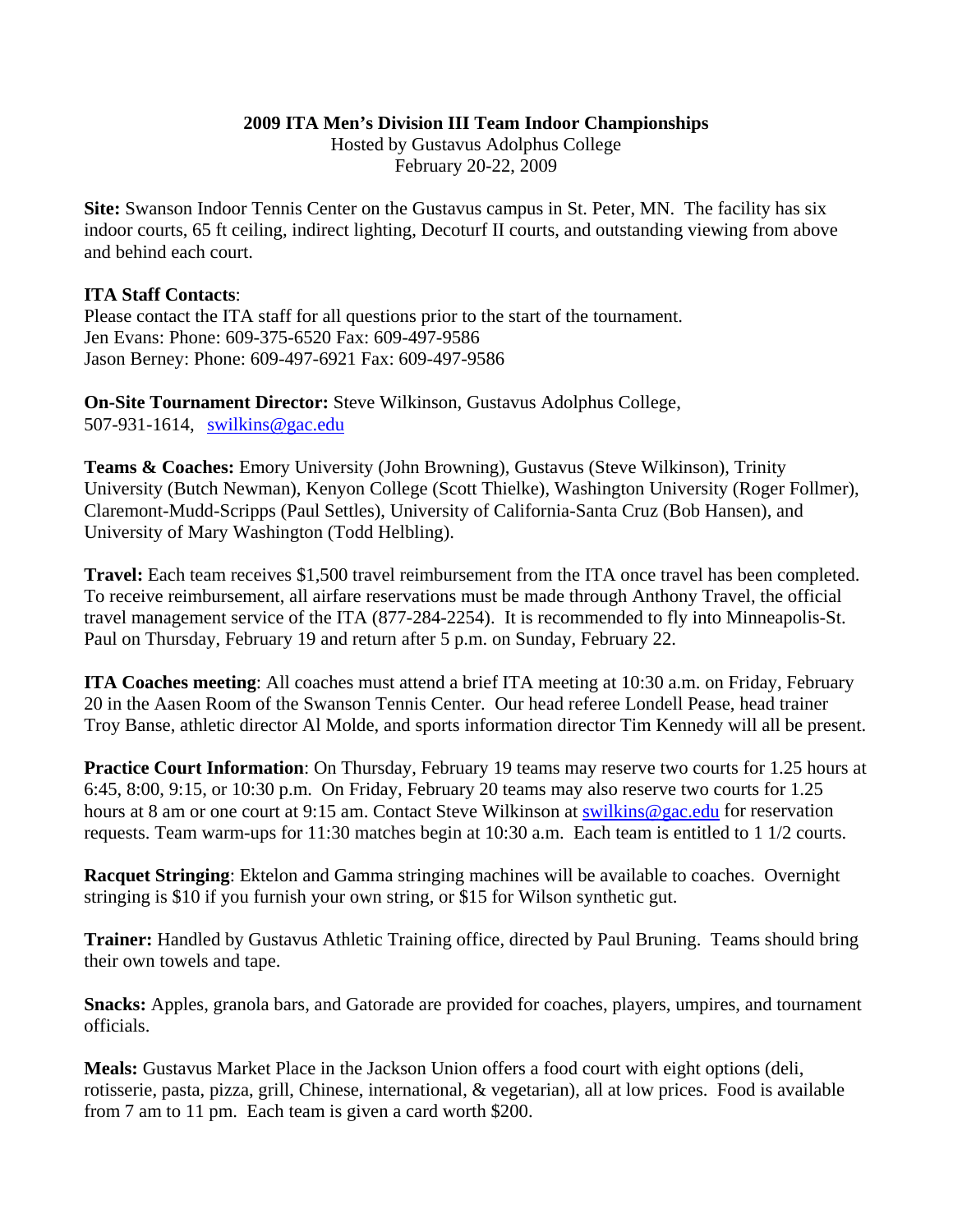**2009 ITA Men's Division III Team Indoor Championships**

Hosted by Gustavus Adolphus College

February 20-22, 2009

**Site:** Swanson Indoor Tennis Center on the Gustavus campus in St. Peter, MN. The facility has six indoor courts, 65 ft ceiling, indirect lighting, Decoturf II courts, and outstanding viewing from above and behind each court.

**ITA Staff Contacts**:
Please contact the ITA staff for all questions prior to the start of the tournament.
Jen Evans: Phone: 609-375-6520 Fax: 609-497-9586
Jason Berney: Phone: 609-497-6921 Fax: 609-497-9586

**On-Site Tournament Director:** Steve Wilkinson, Gustavus Adolphus College, 507-931-1614, swilkins@gac.edu

**Teams & Coaches:** Emory University (John Browning), Gustavus (Steve Wilkinson), Trinity University (Butch Newman), Kenyon College (Scott Thielke), Washington University (Roger Follmer), Claremont-Mudd-Scripps (Paul Settles), University of California-Santa Cruz (Bob Hansen), and University of Mary Washington (Todd Helbling).

**Travel:** Each team receives $1,500 travel reimbursement from the ITA once travel has been completed. To receive reimbursement, all airfare reservations must be made through Anthony Travel, the official travel management service of the ITA (877-284-2254). It is recommended to fly into Minneapolis-St. Paul on Thursday, February 19 and return after 5 p.m. on Sunday, February 22.

**ITA Coaches meeting**: All coaches must attend a brief ITA meeting at 10:30 a.m. on Friday, February 20 in the Aasen Room of the Swanson Tennis Center. Our head referee Londell Pease, head trainer Troy Banse, athletic director Al Molde, and sports information director Tim Kennedy will all be present.

**Practice Court Information**: On Thursday, February 19 teams may reserve two courts for 1.25 hours at 6:45, 8:00, 9:15, or 10:30 p.m. On Friday, February 20 teams may also reserve two courts for 1.25 hours at 8 am or one court at 9:15 am. Contact Steve Wilkinson at swilkins@gac.edu for reservation requests. Team warm-ups for 11:30 matches begin at 10:30 a.m. Each team is entitled to 1 1/2 courts.

**Racquet Stringing**: Ektelon and Gamma stringing machines will be available to coaches. Overnight stringing is $10 if you furnish your own string, or $15 for Wilson synthetic gut.

**Trainer:** Handled by Gustavus Athletic Training office, directed by Paul Bruning. Teams should bring their own towels and tape.

**Snacks:** Apples, granola bars, and Gatorade are provided for coaches, players, umpires, and tournament officials.

**Meals:** Gustavus Market Place in the Jackson Union offers a food court with eight options (deli, rotisserie, pasta, pizza, grill, Chinese, international, & vegetarian), all at low prices. Food is available from 7 am to 11 pm. Each team is given a card worth $200.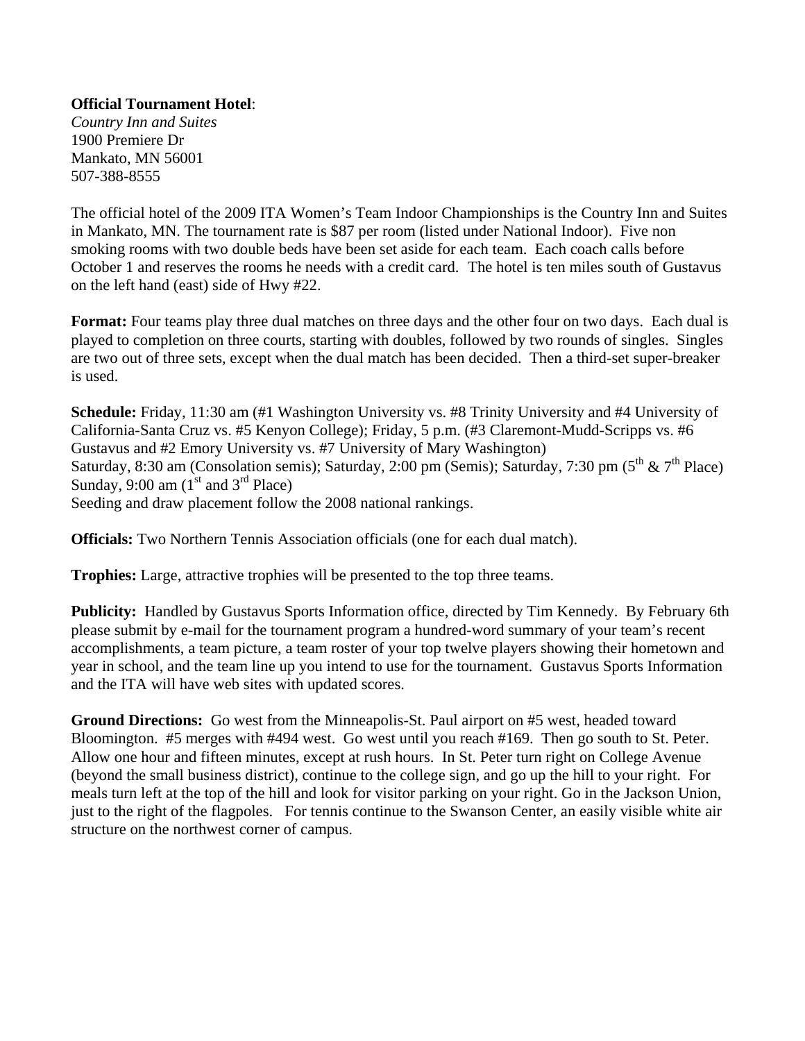**Official Tournament Hotel**:
*Country Inn and Suites*
1900 Premiere Dr
Mankato, MN 56001
507-388-8555

The official hotel of the 2009 ITA Women's Team Indoor Championships is the Country Inn and Suites in Mankato, MN. The tournament rate is $87 per room (listed under National Indoor). Five non smoking rooms with two double beds have been set aside for each team. Each coach calls before October 1 and reserves the rooms he needs with a credit card. The hotel is ten miles south of Gustavus on the left hand (east) side of Hwy #22.

**Format:** Four teams play three dual matches on three days and the other four on two days. Each dual is played to completion on three courts, starting with doubles, followed by two rounds of singles. Singles are two out of three sets, except when the dual match has been decided. Then a third-set super-breaker is used.

**Schedule:** Friday, 11:30 am (#1 Washington University vs. #8 Trinity University and #4 University of California-Santa Cruz vs. #5 Kenyon College); Friday, 5 p.m. (#3 Claremont-Mudd-Scripps vs. #6 Gustavus and #2 Emory University vs. #7 University of Mary Washington)
Saturday, 8:30 am (Consolation semis); Saturday, 2:00 pm (Semis); Saturday, 7:30 pm (5th & 7th Place)
Sunday, 9:00 am (1st and 3rd Place)
Seeding and draw placement follow the 2008 national rankings.

**Officials:** Two Northern Tennis Association officials (one for each dual match).

**Trophies:** Large, attractive trophies will be presented to the top three teams.

**Publicity:** Handled by Gustavus Sports Information office, directed by Tim Kennedy. By February 6th please submit by e-mail for the tournament program a hundred-word summary of your team's recent accomplishments, a team picture, a team roster of your top twelve players showing their hometown and year in school, and the team line up you intend to use for the tournament. Gustavus Sports Information and the ITA will have web sites with updated scores.

**Ground Directions:** Go west from the Minneapolis-St. Paul airport on #5 west, headed toward Bloomington. #5 merges with #494 west. Go west until you reach #169. Then go south to St. Peter. Allow one hour and fifteen minutes, except at rush hours. In St. Peter turn right on College Avenue (beyond the small business district), continue to the college sign, and go up the hill to your right. For meals turn left at the top of the hill and look for visitor parking on your right. Go in the Jackson Union, just to the right of the flagpoles. For tennis continue to the Swanson Center, an easily visible white air structure on the northwest corner of campus.